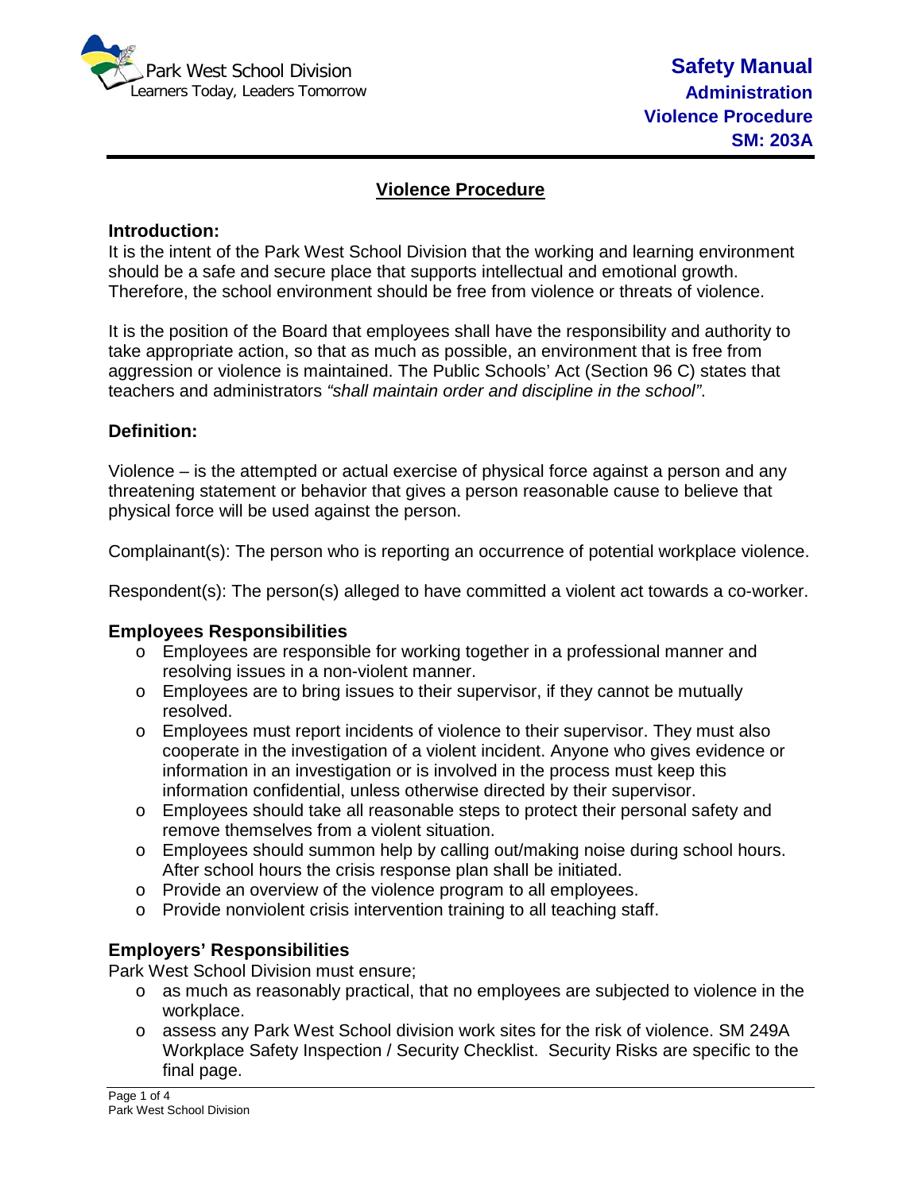# Violence Procedure

## Introduction:

It is the intent of the Park West School Division that the working and learning environment should be a safe and secure place that supports intellectual and emotional growth. Therefore, the school environment should be free from violence or threats of violence.

It is the position of the Board that employees shall have the responsibility and authority to take appropriate action, so that as much as possible, an environment that is free from aggression or violence is maintained. The Public Schools' Act (Section 96 C) states that teachers and administrators *"shall maintain order and discipline in the school"*.

## Definition:

Violence – is the attempted or actual exercise of physical force against a person and any threatening statement or behavior that gives a person reasonable cause to believe that physical force will be used against the person.

Complainant(s): The person who is reporting an occurrence of potential workplace violence.

Respondent(s): The person(s) alleged to have committed a violent act towards a co-worker.

## Employees Responsibilities

- Employees are responsible for working together in a professional manner and resolving issues in a non-violent manner.
- Employees are to bring issues to their supervisor, if they cannot be mutually resolved.
- Employees must report incidents of violence to their supervisor. They must also cooperate in the investigation of a violent incident. Anyone who gives evidence or information in an investigation or is involved in the process must keep this information confidential, unless otherwise directed by their supervisor.
- Employees should take all reasonable steps to protect their personal safety and remove themselves from a violent situation.
- Employees should summon help by calling out/making noise during school hours. After school hours the crisis response plan shall be initiated.
- Provide an overview of the violence program to all employees.
- Provide nonviolent crisis intervention training to all teaching staff.

## Employers' Responsibilities

Park West School Division must ensure;

- as much as reasonably practical, that no employees are subjected to violence in the workplace.
- assess any Park West School division work sites for the risk of violence. SM 249A Workplace Safety Inspection / Security Checklist. Security Risks are specific to the final page.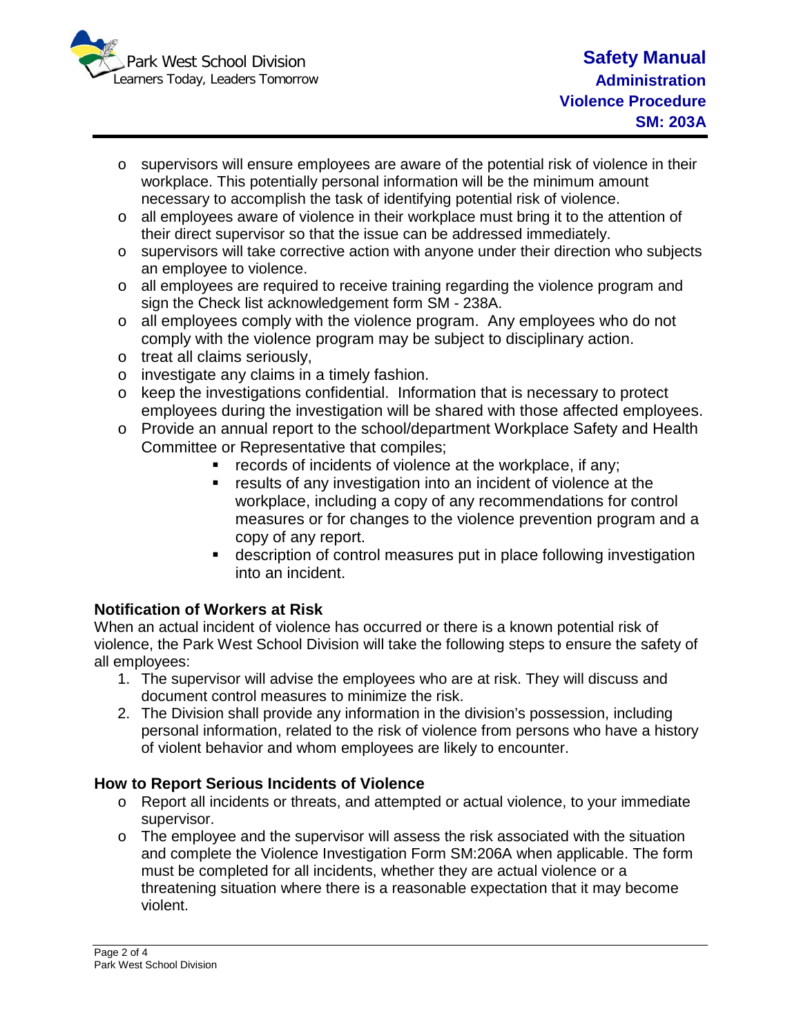- supervisors will ensure employees are aware of the potential risk of violence in their workplace. This potentially personal information will be the minimum amount necessary to accomplish the task of identifying potential risk of violence.
- all employees aware of violence in their workplace must bring it to the attention of their direct supervisor so that the issue can be addressed immediately.
- supervisors will take corrective action with anyone under their direction who subjects an employee to violence.
- all employees are required to receive training regarding the violence program and sign the Check list acknowledgement form SM - 238A.
- all employees comply with the violence program. Any employees who do not comply with the violence program may be subject to disciplinary action.
- treat all claims seriously,
- investigate any claims in a timely fashion.
- keep the investigations confidential. Information that is necessary to protect employees during the investigation will be shared with those affected employees.
- Provide an annual report to the school/department Workplace Safety and Health Committee or Representative that compiles;
    - records of incidents of violence at the workplace, if any;
    - results of any investigation into an incident of violence at the workplace, including a copy of any recommendations for control measures or for changes to the violence prevention program and a copy of any report.
    - description of control measures put in place following investigation into an incident.

**Notification of Workers at Risk**

When an actual incident of violence has occurred or there is a known potential risk of violence, the Park West School Division will take the following steps to ensure the safety of all employees:

1. The supervisor will advise the employees who are at risk. They will discuss and document control measures to minimize the risk.
2. The Division shall provide any information in the division's possession, including personal information, related to the risk of violence from persons who have a history of violent behavior and whom employees are likely to encounter.

**How to Report Serious Incidents of Violence**

- Report all incidents or threats, and attempted or actual violence, to your immediate supervisor.
- The employee and the supervisor will assess the risk associated with the situation and complete the Violence Investigation Form SM:206A when applicable. The form must be completed for all incidents, whether they are actual violence or a threatening situation where there is a reasonable expectation that it may become violent.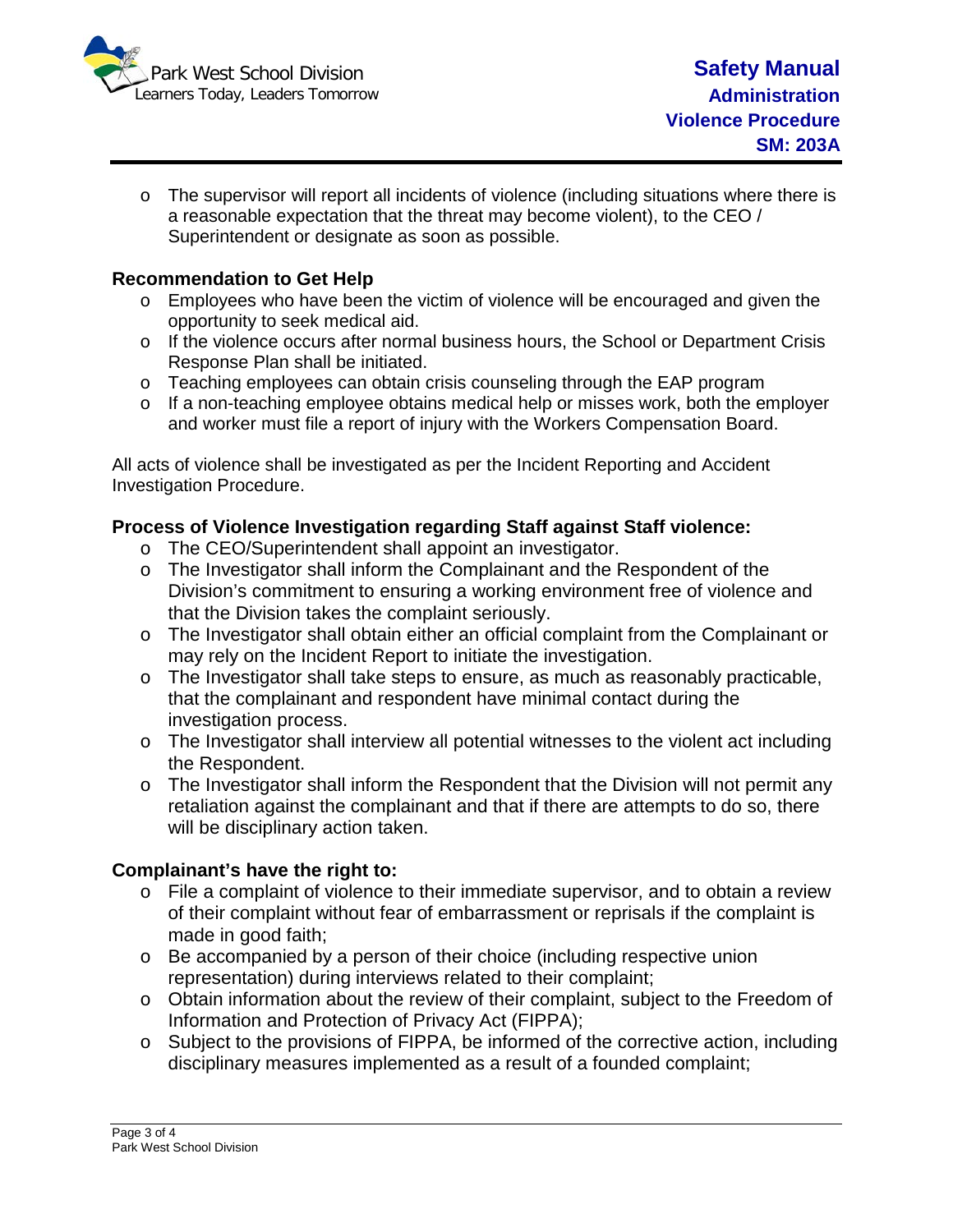- The supervisor will report all incidents of violence (including situations where there is a reasonable expectation that the threat may become violent), to the CEO / Superintendent or designate as soon as possible.

### Recommendation to Get Help

- Employees who have been the victim of violence will be encouraged and given the opportunity to seek medical aid.
- If the violence occurs after normal business hours, the School or Department Crisis Response Plan shall be initiated.
- Teaching employees can obtain crisis counseling through the EAP program
- If a non-teaching employee obtains medical help or misses work, both the employer and worker must file a report of injury with the Workers Compensation Board.

All acts of violence shall be investigated as per the Incident Reporting and Accident Investigation Procedure.

### Process of Violence Investigation regarding Staff against Staff violence:

- The CEO/Superintendent shall appoint an investigator.
- The Investigator shall inform the Complainant and the Respondent of the Division's commitment to ensuring a working environment free of violence and that the Division takes the complaint seriously.
- The Investigator shall obtain either an official complaint from the Complainant or may rely on the Incident Report to initiate the investigation.
- The Investigator shall take steps to ensure, as much as reasonably practicable, that the complainant and respondent have minimal contact during the investigation process.
- The Investigator shall interview all potential witnesses to the violent act including the Respondent.
- The Investigator shall inform the Respondent that the Division will not permit any retaliation against the complainant and that if there are attempts to do so, there will be disciplinary action taken.

### Complainant's have the right to:

- File a complaint of violence to their immediate supervisor, and to obtain a review of their complaint without fear of embarrassment or reprisals if the complaint is made in good faith;
- Be accompanied by a person of their choice (including respective union representation) during interviews related to their complaint;
- Obtain information about the review of their complaint, subject to the Freedom of Information and Protection of Privacy Act (FIPPA);
- Subject to the provisions of FIPPA, be informed of the corrective action, including disciplinary measures implemented as a result of a founded complaint;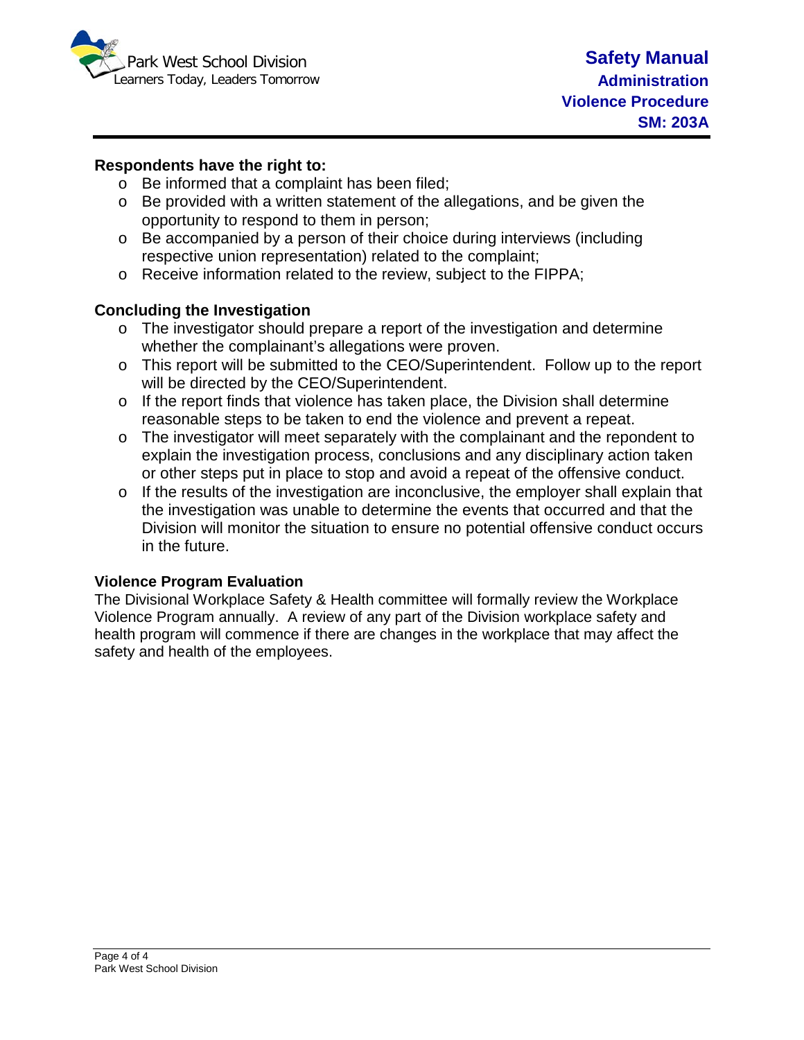**Respondents have the right to:**

- Be informed that a complaint has been filed;
- Be provided with a written statement of the allegations, and be given the opportunity to respond to them in person;
- Be accompanied by a person of their choice during interviews (including respective union representation) related to the complaint;
- Receive information related to the review, subject to the FIPPA;

### Concluding the Investigation

- The investigator should prepare a report of the investigation and determine whether the complainant's allegations were proven.
- This report will be submitted to the CEO/Superintendent. Follow up to the report will be directed by the CEO/Superintendent.
- If the report finds that violence has taken place, the Division shall determine reasonable steps to be taken to end the violence and prevent a repeat.
- The investigator will meet separately with the complainant and the repondent to explain the investigation process, conclusions and any disciplinary action taken or other steps put in place to stop and avoid a repeat of the offensive conduct.
- If the results of the investigation are inconclusive, the employer shall explain that the investigation was unable to determine the events that occurred and that the Division will monitor the situation to ensure no potential offensive conduct occurs in the future.

### Violence Program Evaluation

The Divisional Workplace Safety & Health committee will formally review the Workplace Violence Program annually. A review of any part of the Division workplace safety and health program will commence if there are changes in the workplace that may affect the safety and health of the employees.